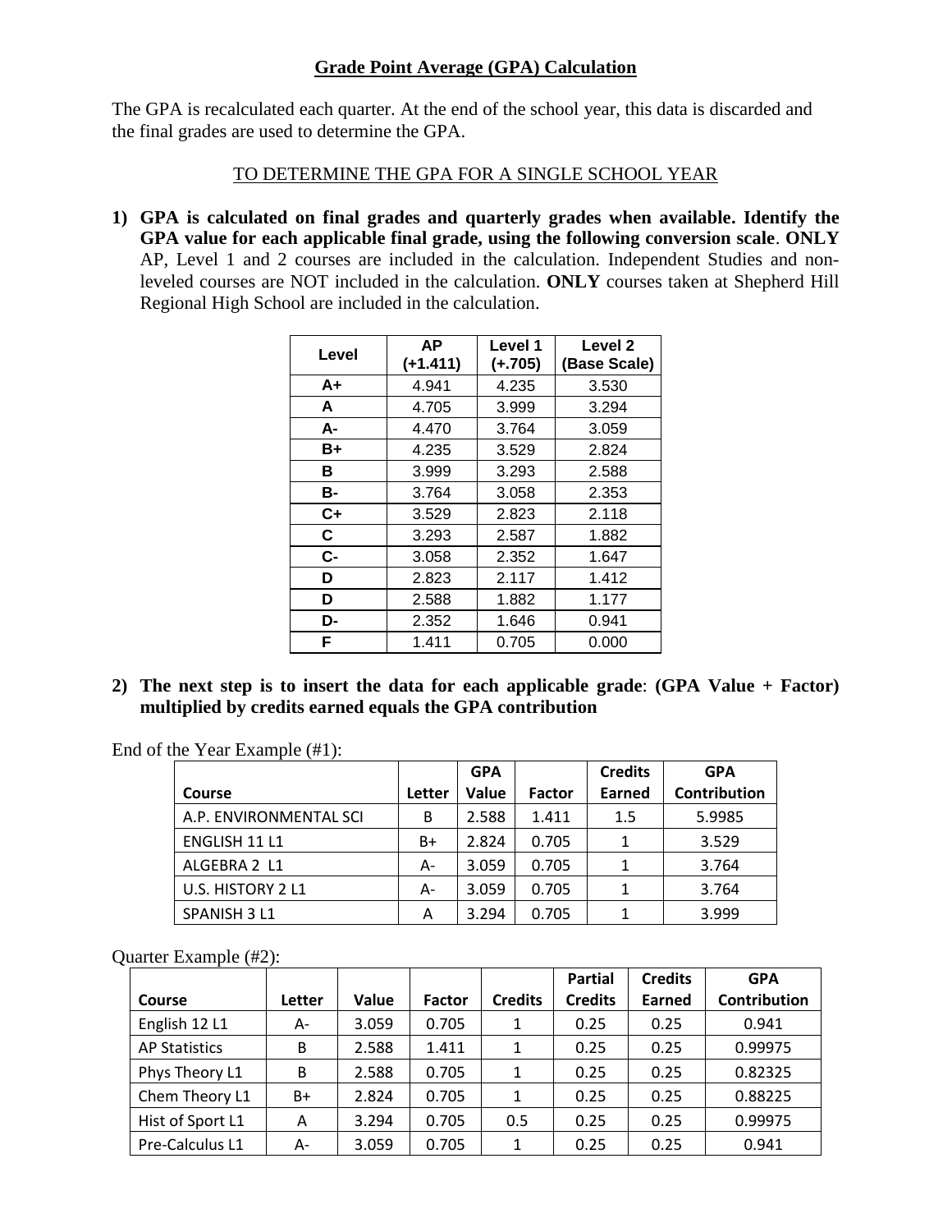# Grade Point Average (GPA) Calculation

The GPA is recalculated each quarter. At the end of the school year, this data is discarded and the final grades are used to determine the GPA.

## TO DETERMINE THE GPA FOR A SINGLE SCHOOL YEAR

1) **GPA is calculated on final grades and quarterly grades when available. Identify the GPA value for each applicable final grade, using the following conversion scale**. **ONLY** AP, Level 1 and 2 courses are included in the calculation. Independent Studies and non-leveled courses are NOT included in the calculation. **ONLY** courses taken at Shepherd Hill Regional High School are included in the calculation.

| Level | AP (+1.411) | Level 1 (+.705) | Level 2 (Base Scale) |
|---|---|---|---|
| A+ | 4.941 | 4.235 | 3.530 |
| A | 4.705 | 3.999 | 3.294 |
| A- | 4.470 | 3.764 | 3.059 |
| B+ | 4.235 | 3.529 | 2.824 |
| B | 3.999 | 3.293 | 2.588 |
| B- | 3.764 | 3.058 | 2.353 |
| C+ | 3.529 | 2.823 | 2.118 |
| C | 3.293 | 2.587 | 1.882 |
| C- | 3.058 | 2.352 | 1.647 |
| D | 2.823 | 2.117 | 1.412 |
| D | 2.588 | 1.882 | 1.177 |
| D- | 2.352 | 1.646 | 0.941 |
| F | 1.411 | 0.705 | 0.000 |

2) **The next step is to insert the data for each applicable grade**: **(GPA Value + Factor) multiplied by credits earned equals the GPA contribution**

End of the Year Example (#1):

| Course | Letter | GPA Value | Factor | Credits Earned | GPA Contribution |
|---|---|---|---|---|---|
| A.P. ENVIRONMENTAL SCI | B | 2.588 | 1.411 | 1.5 | 5.9985 |
| ENGLISH 11 L1 | B+ | 2.824 | 0.705 | 1 | 3.529 |
| ALGEBRA 2 L1 | A- | 3.059 | 0.705 | 1 | 3.764 |
| U.S. HISTORY 2 L1 | A- | 3.059 | 0.705 | 1 | 3.764 |
| SPANISH 3 L1 | A | 3.294 | 0.705 | 1 | 3.999 |

Quarter Example (#2):

| Course | Letter | Value | Factor | Credits | Partial Credits | Credits Earned | GPA Contribution |
|---|---|---|---|---|---|---|---|
| English 12 L1 | A- | 3.059 | 0.705 | 1 | 0.25 | 0.25 | 0.941 |
| AP Statistics | B | 2.588 | 1.411 | 1 | 0.25 | 0.25 | 0.99975 |
| Phys Theory L1 | B | 2.588 | 0.705 | 1 | 0.25 | 0.25 | 0.82325 |
| Chem Theory L1 | B+ | 2.824 | 0.705 | 1 | 0.25 | 0.25 | 0.88225 |
| Hist of Sport L1 | A | 3.294 | 0.705 | 0.5 | 0.25 | 0.25 | 0.99975 |
| Pre-Calculus L1 | A- | 3.059 | 0.705 | 1 | 0.25 | 0.25 | 0.941 |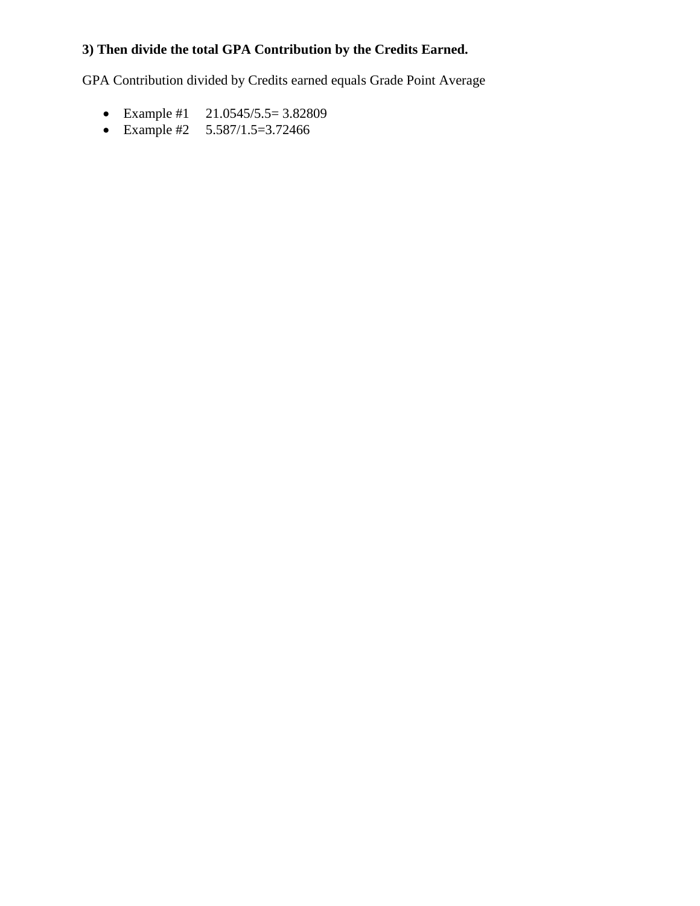**3) Then divide the total GPA Contribution by the Credits Earned.**

GPA Contribution divided by Credits earned equals Grade Point Average

- Example #1 21.0545/5.5= 3.82809
- Example #2 5.587/1.5=3.72466